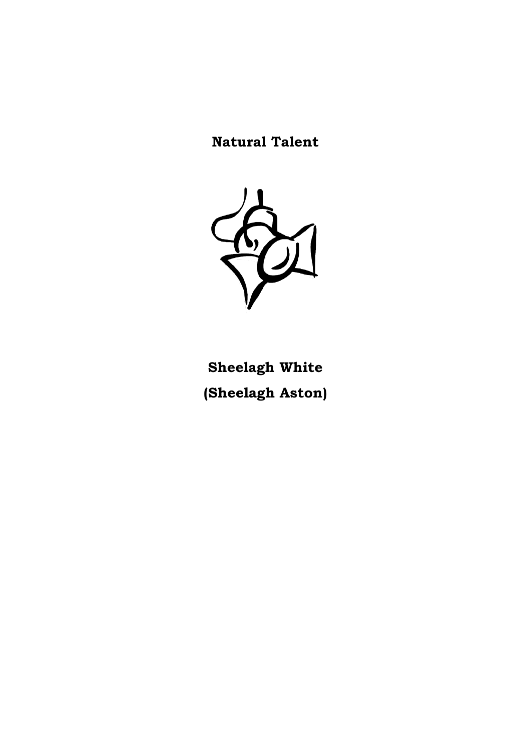# Natural Talent

**Sheelagh White**

**(Sheelagh Aston)**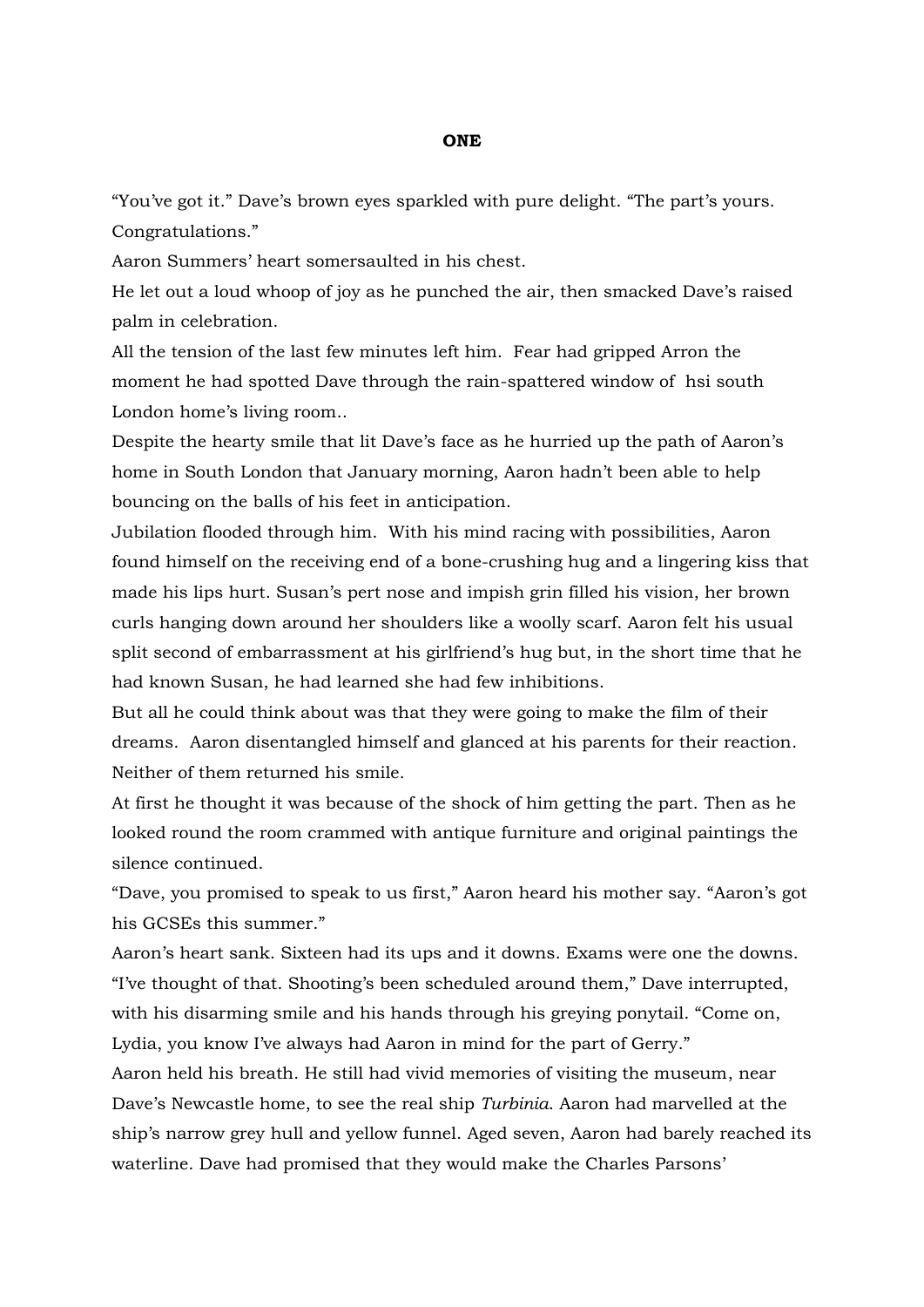**ONE**

"You've got it." Dave's brown eyes sparkled with pure delight. "The part's yours. Congratulations."

Aaron Summers' heart somersaulted in his chest.

He let out a loud whoop of joy as he punched the air, then smacked Dave's raised palm in celebration.

All the tension of the last few minutes left him. Fear had gripped Arron the moment he had spotted Dave through the rain-spattered window of hsi south London home's living room..

Despite the hearty smile that lit Dave's face as he hurried up the path of Aaron's home in South London that January morning, Aaron hadn't been able to help bouncing on the balls of his feet in anticipation.

Jubilation flooded through him. With his mind racing with possibilities, Aaron found himself on the receiving end of a bone-crushing hug and a lingering kiss that made his lips hurt. Susan's pert nose and impish grin filled his vision, her brown curls hanging down around her shoulders like a woolly scarf. Aaron felt his usual split second of embarrassment at his girlfriend's hug but, in the short time that he had known Susan, he had learned she had few inhibitions.

But all he could think about was that they were going to make the film of their dreams. Aaron disentangled himself and glanced at his parents for their reaction. Neither of them returned his smile.

At first he thought it was because of the shock of him getting the part. Then as he looked round the room crammed with antique furniture and original paintings the silence continued.

"Dave, you promised to speak to us first," Aaron heard his mother say. "Aaron's got his GCSEs this summer."

Aaron's heart sank. Sixteen had its ups and it downs. Exams were one the downs.

"I've thought of that. Shooting's been scheduled around them," Dave interrupted, with his disarming smile and his hands through his greying ponytail. "Come on, Lydia, you know I've always had Aaron in mind for the part of Gerry."

Aaron held his breath. He still had vivid memories of visiting the museum, near Dave's Newcastle home, to see the real ship *Turbinia*. Aaron had marvelled at the ship's narrow grey hull and yellow funnel. Aged seven, Aaron had barely reached its waterline. Dave had promised that they would make the Charles Parsons'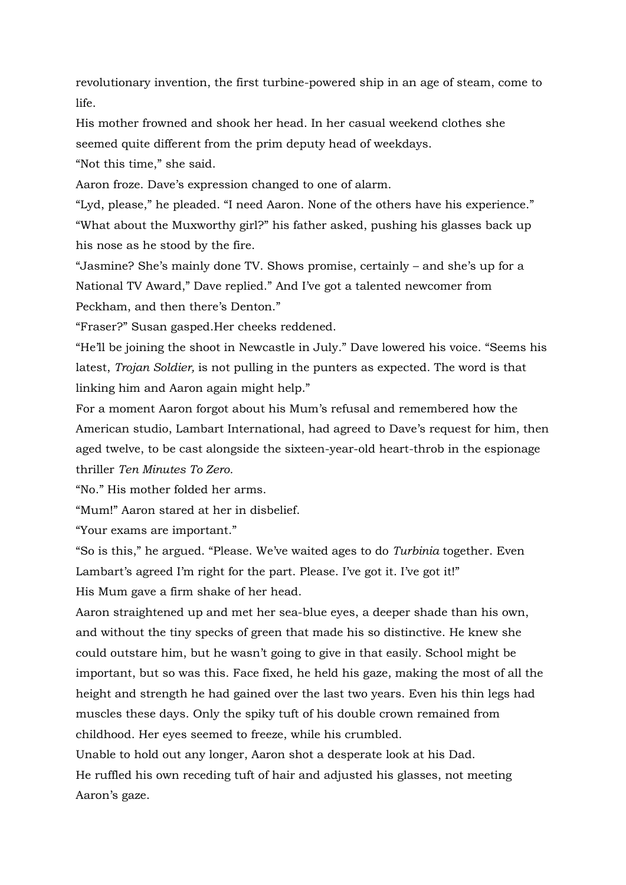revolutionary invention, the first turbine-powered ship in an age of steam, come to life.

His mother frowned and shook her head. In her casual weekend clothes she seemed quite different from the prim deputy head of weekdays.

"Not this time," she said.

Aaron froze. Dave's expression changed to one of alarm.

"Lyd, please," he pleaded. "I need Aaron. None of the others have his experience."

"What about the Muxworthy girl?" his father asked, pushing his glasses back up his nose as he stood by the fire.

"Jasmine? She's mainly done TV. Shows promise, certainly – and she's up for a National TV Award," Dave replied." And I've got a talented newcomer from Peckham, and then there's Denton."

"Fraser?" Susan gasped.Her cheeks reddened.

"He'll be joining the shoot in Newcastle in July." Dave lowered his voice. "Seems his latest, *Trojan Soldier,* is not pulling in the punters as expected. The word is that linking him and Aaron again might help."

For a moment Aaron forgot about his Mum's refusal and remembered how the American studio, Lambart International, had agreed to Dave's request for him, then aged twelve, to be cast alongside the sixteen-year-old heart-throb in the espionage thriller *Ten Minutes To Zero.*

"No." His mother folded her arms.

"Mum!" Aaron stared at her in disbelief.

"Your exams are important."

"So is this," he argued. "Please. We've waited ages to do *Turbinia* together. Even Lambart's agreed I'm right for the part. Please. I've got it. I've got it!"

His Mum gave a firm shake of her head.

Aaron straightened up and met her sea-blue eyes, a deeper shade than his own, and without the tiny specks of green that made his so distinctive. He knew she could outstare him, but he wasn't going to give in that easily. School might be important, but so was this. Face fixed, he held his gaze, making the most of all the height and strength he had gained over the last two years. Even his thin legs had muscles these days. Only the spiky tuft of his double crown remained from childhood. Her eyes seemed to freeze, while his crumbled.

Unable to hold out any longer, Aaron shot a desperate look at his Dad.

He ruffled his own receding tuft of hair and adjusted his glasses, not meeting Aaron's gaze.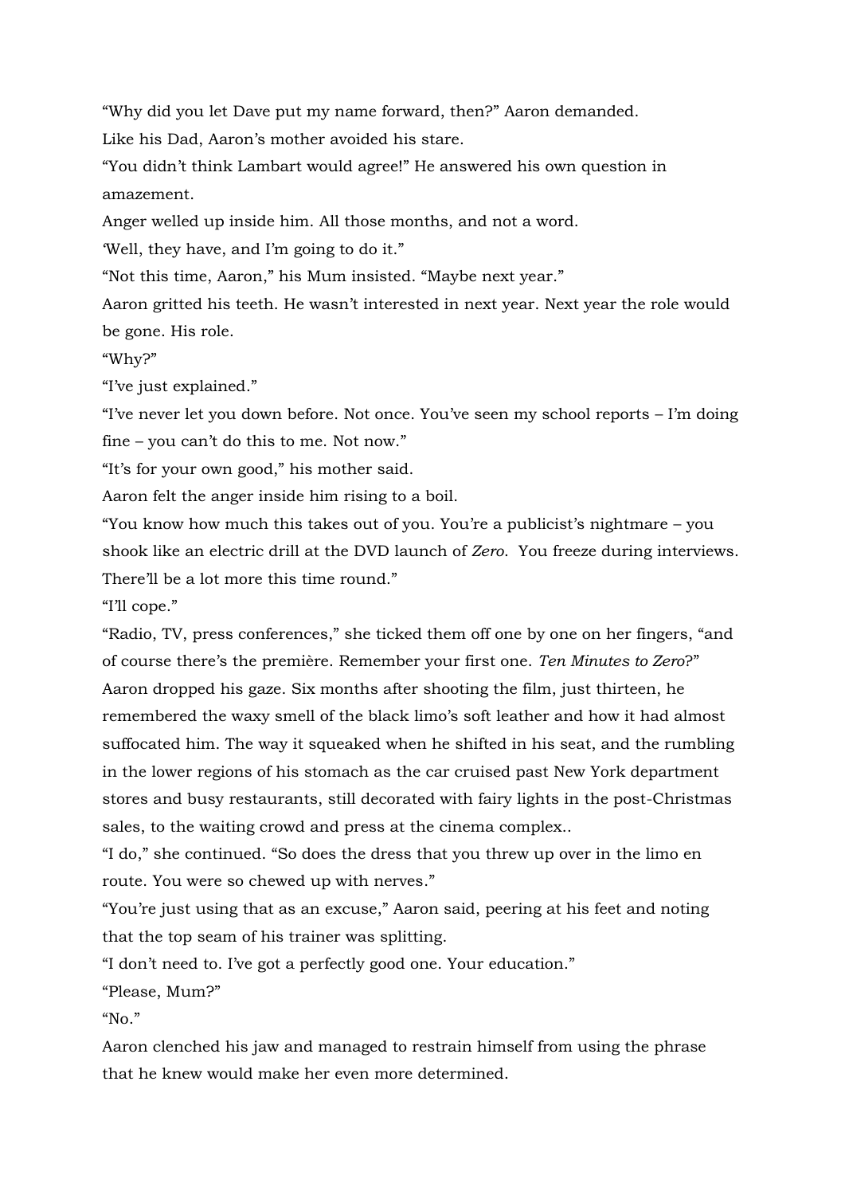"Why did you let Dave put my name forward, then?" Aaron demanded.

Like his Dad, Aaron's mother avoided his stare.

"You didn't think Lambart would agree!" He answered his own question in amazement.

Anger welled up inside him. All those months, and not a word.

'Well, they have, and I'm going to do it."

"Not this time, Aaron," his Mum insisted. "Maybe next year."

Aaron gritted his teeth. He wasn't interested in next year. Next year the role would be gone. His role.

"Why?"

"I've just explained."

"I've never let you down before. Not once. You've seen my school reports – I'm doing fine – you can't do this to me. Not now."

"It's for your own good," his mother said.

Aaron felt the anger inside him rising to a boil.

"You know how much this takes out of you. You're a publicist's nightmare – you shook like an electric drill at the DVD launch of *Zero*.  You freeze during interviews. There'll be a lot more this time round."

"I'll cope."

"Radio, TV, press conferences," she ticked them off one by one on her fingers, "and of course there's the première. Remember your first one. *Ten Minutes to Zero*?"

Aaron dropped his gaze. Six months after shooting the film, just thirteen, he remembered the waxy smell of the black limo's soft leather and how it had almost suffocated him. The way it squeaked when he shifted in his seat, and the rumbling in the lower regions of his stomach as the car cruised past New York department stores and busy restaurants, still decorated with fairy lights in the post-Christmas sales, to the waiting crowd and press at the cinema complex..

"I do," she continued. "So does the dress that you threw up over in the limo en route. You were so chewed up with nerves."

"You're just using that as an excuse," Aaron said, peering at his feet and noting that the top seam of his trainer was splitting.

"I don't need to. I've got a perfectly good one. Your education."

"Please, Mum?"

"No."

Aaron clenched his jaw and managed to restrain himself from using the phrase that he knew would make her even more determined.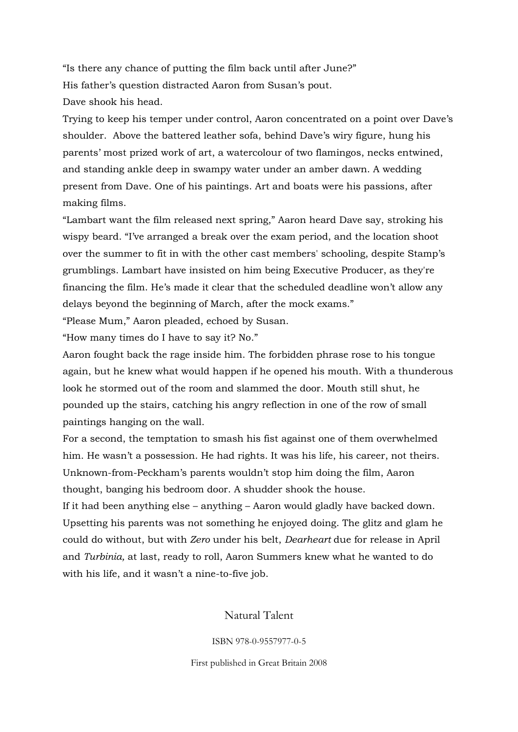"Is there any chance of putting the film back until after June?"

His father's question distracted Aaron from Susan's pout.

Dave shook his head.

Trying to keep his temper under control, Aaron concentrated on a point over Dave's shoulder. Above the battered leather sofa, behind Dave's wiry figure, hung his parents' most prized work of art, a watercolour of two flamingos, necks entwined, and standing ankle deep in swampy water under an amber dawn. A wedding present from Dave. One of his paintings. Art and boats were his passions, after making films.

"Lambart want the film released next spring," Aaron heard Dave say, stroking his wispy beard. "I've arranged a break over the exam period, and the location shoot over the summer to fit in with the other cast members' schooling, despite Stamp's grumblings. Lambart have insisted on him being Executive Producer, as they're financing the film. He's made it clear that the scheduled deadline won't allow any delays beyond the beginning of March, after the mock exams."

"Please Mum," Aaron pleaded, echoed by Susan.

"How many times do I have to say it? No."

Aaron fought back the rage inside him. The forbidden phrase rose to his tongue again, but he knew what would happen if he opened his mouth. With a thunderous look he stormed out of the room and slammed the door. Mouth still shut, he pounded up the stairs, catching his angry reflection in one of the row of small paintings hanging on the wall.

For a second, the temptation to smash his fist against one of them overwhelmed him. He wasn't a possession. He had rights. It was his life, his career, not theirs. Unknown-from-Peckham's parents wouldn't stop him doing the film, Aaron thought, banging his bedroom door. A shudder shook the house.

If it had been anything else – anything – Aaron would gladly have backed down. Upsetting his parents was not something he enjoyed doing. The glitz and glam he could do without, but with *Zero* under his belt, *Dearheart* due for release in April and *Turbinia,* at last, ready to roll, Aaron Summers knew what he wanted to do with his life, and it wasn't a nine-to-five job.

Natural Talent

ISBN 978-0-9557977-0-5

First published in Great Britain 2008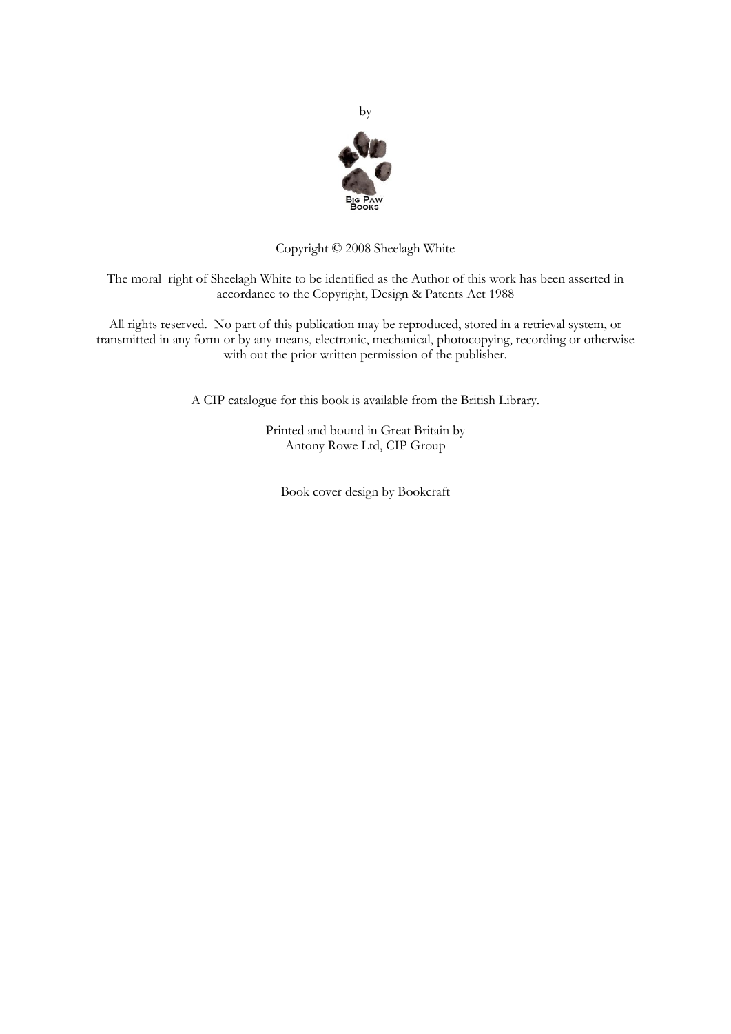by

Big Paw Books

Copyright © 2008 Sheelagh White

The moral right of Sheelagh White to be identified as the Author of this work has been asserted in accordance to the Copyright, Design & Patents Act 1988

All rights reserved. No part of this publication may be reproduced, stored in a retrieval system, or transmitted in any form or by any means, electronic, mechanical, photocopying, recording or otherwise with out the prior written permission of the publisher.

A CIP catalogue for this book is available from the British Library.

Printed and bound in Great Britain by
Antony Rowe Ltd, CIP Group

Book cover design by Bookcraft